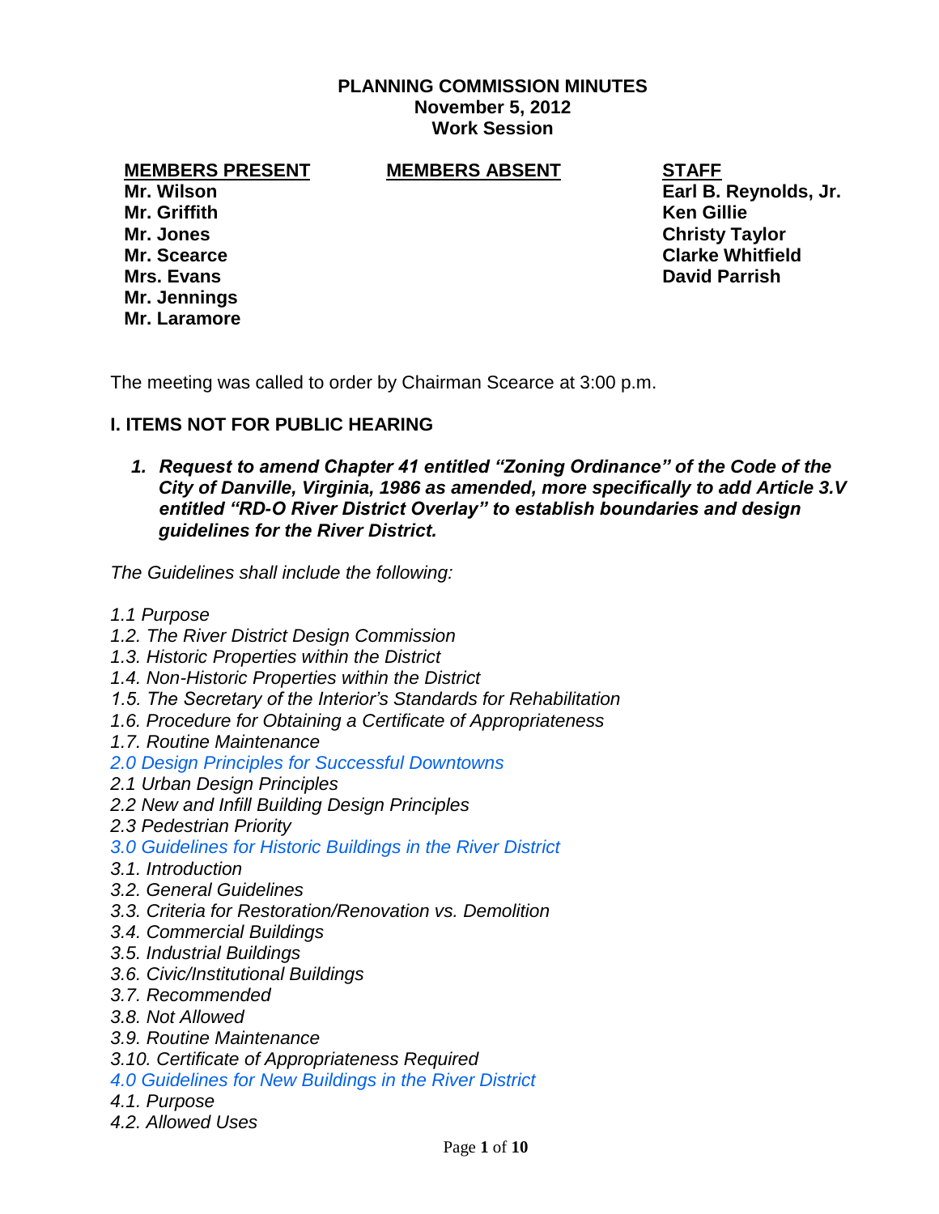# PLANNING COMMISSION MINUTES
## November 5, 2012
## Work Session

| MEMBERS PRESENT | MEMBERS ABSENT | STAFF |
|---|---|---|
| **Mr. Wilson** | | **Earl B. Reynolds, Jr.** |
| **Mr. Griffith** | | **Ken Gillie** |
| **Mr. Jones** | | **Christy Taylor** |
| **Mr. Scearce** | | **Clarke Whitfield** |
| **Mrs. Evans** | | **David Parrish** |
| **Mr. Jennings** | | |
| **Mr. Laramore** | | |

The meeting was called to order by Chairman Scearce at 3:00 p.m.

## I. ITEMS NOT FOR PUBLIC HEARING

1. ***Request to amend Chapter 41 entitled "Zoning Ordinance" of the Code of the City of Danville, Virginia, 1986 as amended, more specifically to add Article 3.V entitled "RD-O River District Overlay" to establish boundaries and design guidelines for the River District.***

*The Guidelines shall include the following:*

*1.1 Purpose*
*1.2. The River District Design Commission*
*1.3. Historic Properties within the District*
*1.4. Non-Historic Properties within the District*
*1.5. The Secretary of the Interior's Standards for Rehabilitation*
*1.6. Procedure for Obtaining a Certificate of Appropriateness*
*1.7. Routine Maintenance*
*2.0 Design Principles for Successful Downtowns*
*2.1 Urban Design Principles*
*2.2 New and Infill Building Design Principles*
*2.3 Pedestrian Priority*
*3.0 Guidelines for Historic Buildings in the River District*
*3.1. Introduction*
*3.2. General Guidelines*
*3.3. Criteria for Restoration/Renovation vs. Demolition*
*3.4. Commercial Buildings*
*3.5. Industrial Buildings*
*3.6. Civic/Institutional Buildings*
*3.7. Recommended*
*3.8. Not Allowed*
*3.9. Routine Maintenance*
*3.10. Certificate of Appropriateness Required*
*4.0 Guidelines for New Buildings in the River District*
*4.1. Purpose*
*4.2. Allowed Uses*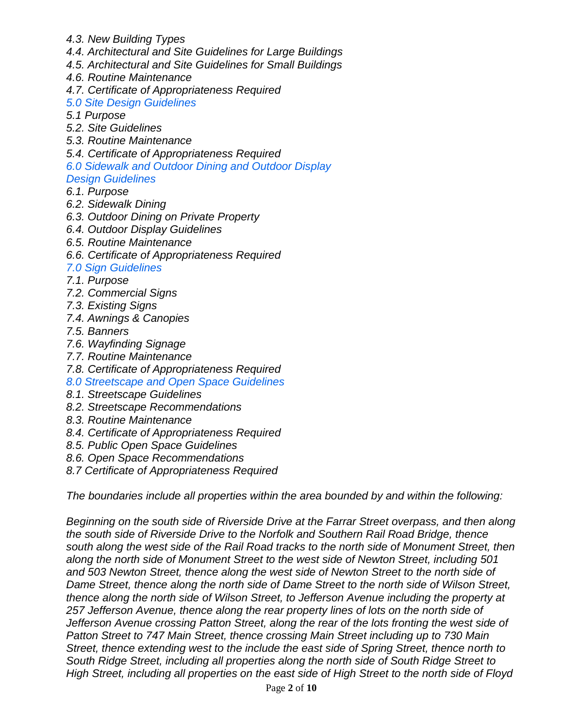*4.3. New Building Types*
*4.4. Architectural and Site Guidelines for Large Buildings*
*4.5. Architectural and Site Guidelines for Small Buildings*
*4.6. Routine Maintenance*
*4.7. Certificate of Appropriateness Required*
*5.0 Site Design Guidelines*
*5.1 Purpose*
*5.2. Site Guidelines*
*5.3. Routine Maintenance*
*5.4. Certificate of Appropriateness Required*
*6.0 Sidewalk and Outdoor Dining and Outdoor Display Design Guidelines*
*6.1. Purpose*
*6.2. Sidewalk Dining*
*6.3. Outdoor Dining on Private Property*
*6.4. Outdoor Display Guidelines*
*6.5. Routine Maintenance*
*6.6. Certificate of Appropriateness Required*
*7.0 Sign Guidelines*
*7.1. Purpose*
*7.2. Commercial Signs*
*7.3. Existing Signs*
*7.4. Awnings & Canopies*
*7.5. Banners*
*7.6. Wayfinding Signage*
*7.7. Routine Maintenance*
*7.8. Certificate of Appropriateness Required*
*8.0 Streetscape and Open Space Guidelines*
*8.1. Streetscape Guidelines*
*8.2. Streetscape Recommendations*
*8.3. Routine Maintenance*
*8.4. Certificate of Appropriateness Required*
*8.5. Public Open Space Guidelines*
*8.6. Open Space Recommendations*
*8.7 Certificate of Appropriateness Required*

*The boundaries include all properties within the area bounded by and within the following:*

*Beginning on the south side of Riverside Drive at the Farrar Street overpass, and then along the south side of Riverside Drive to the Norfolk and Southern Rail Road Bridge, thence south along the west side of the Rail Road tracks to the north side of Monument Street, then along the north side of Monument Street to the west side of Newton Street, including 501 and 503 Newton Street, thence along the west side of Newton Street to the north side of Dame Street, thence along the north side of Dame Street to the north side of Wilson Street, thence along the north side of Wilson Street, to Jefferson Avenue including the property at 257 Jefferson Avenue, thence along the rear property lines of lots on the north side of Jefferson Avenue crossing Patton Street, along the rear of the lots fronting the west side of Patton Street to 747 Main Street, thence crossing Main Street including up to 730 Main Street, thence extending west to the include the east side of Spring Street, thence north to South Ridge Street, including all properties along the north side of South Ridge Street to High Street, including all properties on the east side of High Street to the north side of Floyd*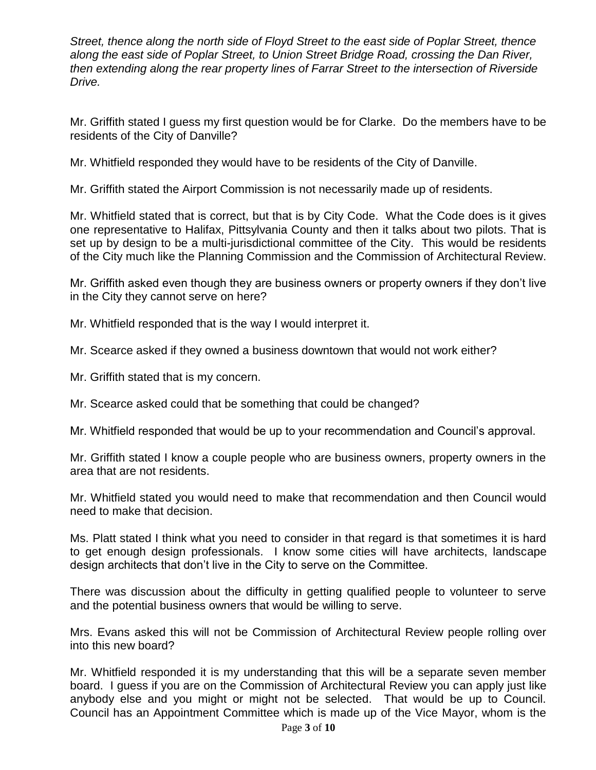*Street, thence along the north side of Floyd Street to the east side of Poplar Street, thence along the east side of Poplar Street, to Union Street Bridge Road, crossing the Dan River, then extending along the rear property lines of Farrar Street to the intersection of Riverside Drive.*

Mr. Griffith stated I guess my first question would be for Clarke. Do the members have to be residents of the City of Danville?

Mr. Whitfield responded they would have to be residents of the City of Danville.

Mr. Griffith stated the Airport Commission is not necessarily made up of residents.

Mr. Whitfield stated that is correct, but that is by City Code. What the Code does is it gives one representative to Halifax, Pittsylvania County and then it talks about two pilots. That is set up by design to be a multi-jurisdictional committee of the City. This would be residents of the City much like the Planning Commission and the Commission of Architectural Review.

Mr. Griffith asked even though they are business owners or property owners if they don't live in the City they cannot serve on here?

Mr. Whitfield responded that is the way I would interpret it.

Mr. Scearce asked if they owned a business downtown that would not work either?

Mr. Griffith stated that is my concern.

Mr. Scearce asked could that be something that could be changed?

Mr. Whitfield responded that would be up to your recommendation and Council's approval.

Mr. Griffith stated I know a couple people who are business owners, property owners in the area that are not residents.

Mr. Whitfield stated you would need to make that recommendation and then Council would need to make that decision.

Ms. Platt stated I think what you need to consider in that regard is that sometimes it is hard to get enough design professionals. I know some cities will have architects, landscape design architects that don't live in the City to serve on the Committee.

There was discussion about the difficulty in getting qualified people to volunteer to serve and the potential business owners that would be willing to serve.

Mrs. Evans asked this will not be Commission of Architectural Review people rolling over into this new board?

Mr. Whitfield responded it is my understanding that this will be a separate seven member board. I guess if you are on the Commission of Architectural Review you can apply just like anybody else and you might or might not be selected. That would be up to Council. Council has an Appointment Committee which is made up of the Vice Mayor, whom is the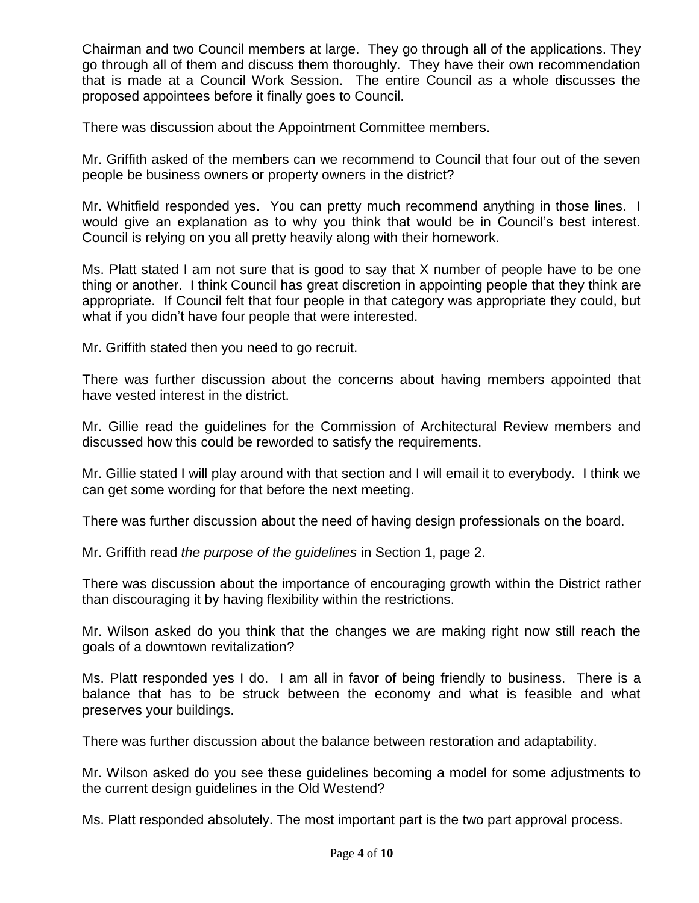Chairman and two Council members at large. They go through all of the applications. They go through all of them and discuss them thoroughly. They have their own recommendation that is made at a Council Work Session. The entire Council as a whole discusses the proposed appointees before it finally goes to Council.

There was discussion about the Appointment Committee members.

Mr. Griffith asked of the members can we recommend to Council that four out of the seven people be business owners or property owners in the district?

Mr. Whitfield responded yes. You can pretty much recommend anything in those lines. I would give an explanation as to why you think that would be in Council's best interest. Council is relying on you all pretty heavily along with their homework.

Ms. Platt stated I am not sure that is good to say that X number of people have to be one thing or another. I think Council has great discretion in appointing people that they think are appropriate. If Council felt that four people in that category was appropriate they could, but what if you didn't have four people that were interested.

Mr. Griffith stated then you need to go recruit.

There was further discussion about the concerns about having members appointed that have vested interest in the district.

Mr. Gillie read the guidelines for the Commission of Architectural Review members and discussed how this could be reworded to satisfy the requirements.

Mr. Gillie stated I will play around with that section and I will email it to everybody. I think we can get some wording for that before the next meeting.

There was further discussion about the need of having design professionals on the board.

Mr. Griffith read *the purpose of the guidelines* in Section 1, page 2.

There was discussion about the importance of encouraging growth within the District rather than discouraging it by having flexibility within the restrictions.

Mr. Wilson asked do you think that the changes we are making right now still reach the goals of a downtown revitalization?

Ms. Platt responded yes I do. I am all in favor of being friendly to business. There is a balance that has to be struck between the economy and what is feasible and what preserves your buildings.

There was further discussion about the balance between restoration and adaptability.

Mr. Wilson asked do you see these guidelines becoming a model for some adjustments to the current design guidelines in the Old Westend?

Ms. Platt responded absolutely. The most important part is the two part approval process.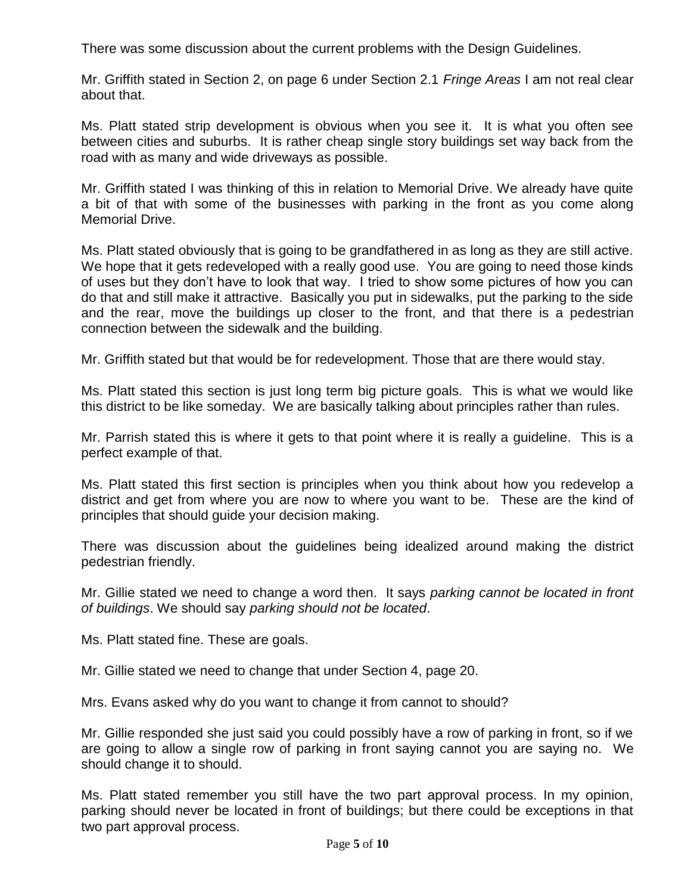There was some discussion about the current problems with the Design Guidelines.

Mr. Griffith stated in Section 2, on page 6 under Section 2.1 *Fringe Areas* I am not real clear about that.

Ms. Platt stated strip development is obvious when you see it. It is what you often see between cities and suburbs. It is rather cheap single story buildings set way back from the road with as many and wide driveways as possible.

Mr. Griffith stated I was thinking of this in relation to Memorial Drive. We already have quite a bit of that with some of the businesses with parking in the front as you come along Memorial Drive.

Ms. Platt stated obviously that is going to be grandfathered in as long as they are still active. We hope that it gets redeveloped with a really good use. You are going to need those kinds of uses but they don't have to look that way. I tried to show some pictures of how you can do that and still make it attractive. Basically you put in sidewalks, put the parking to the side and the rear, move the buildings up closer to the front, and that there is a pedestrian connection between the sidewalk and the building.

Mr. Griffith stated but that would be for redevelopment. Those that are there would stay.

Ms. Platt stated this section is just long term big picture goals. This is what we would like this district to be like someday. We are basically talking about principles rather than rules.

Mr. Parrish stated this is where it gets to that point where it is really a guideline. This is a perfect example of that.

Ms. Platt stated this first section is principles when you think about how you redevelop a district and get from where you are now to where you want to be. These are the kind of principles that should guide your decision making.

There was discussion about the guidelines being idealized around making the district pedestrian friendly.

Mr. Gillie stated we need to change a word then. It says *parking cannot be located in front of buildings*. We should say *parking should not be located*.

Ms. Platt stated fine. These are goals.

Mr. Gillie stated we need to change that under Section 4, page 20.

Mrs. Evans asked why do you want to change it from cannot to should?

Mr. Gillie responded she just said you could possibly have a row of parking in front, so if we are going to allow a single row of parking in front saying cannot you are saying no. We should change it to should.

Ms. Platt stated remember you still have the two part approval process. In my opinion, parking should never be located in front of buildings; but there could be exceptions in that two part approval process.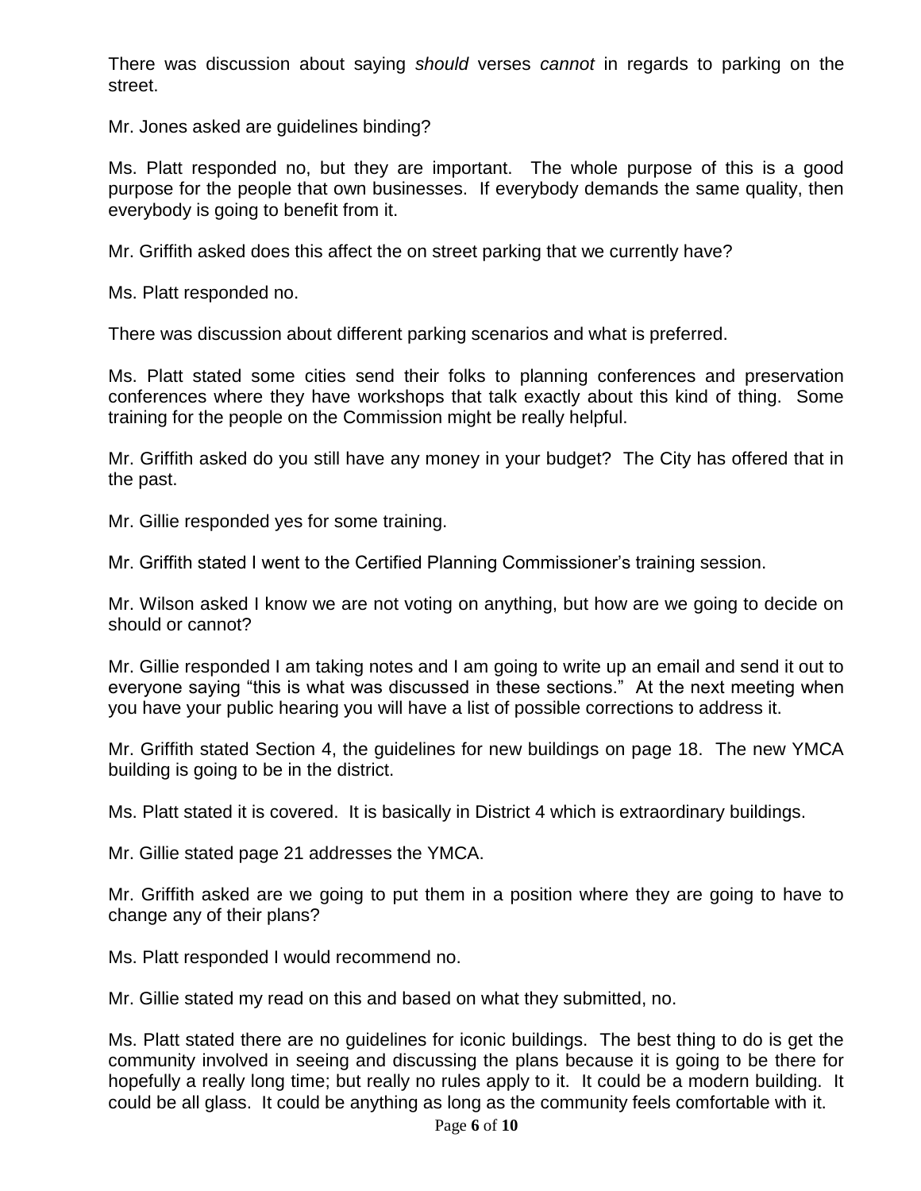There was discussion about saying *should* verses *cannot* in regards to parking on the street.

Mr. Jones asked are guidelines binding?

Ms. Platt responded no, but they are important. The whole purpose of this is a good purpose for the people that own businesses. If everybody demands the same quality, then everybody is going to benefit from it.

Mr. Griffith asked does this affect the on street parking that we currently have?

Ms. Platt responded no.

There was discussion about different parking scenarios and what is preferred.

Ms. Platt stated some cities send their folks to planning conferences and preservation conferences where they have workshops that talk exactly about this kind of thing. Some training for the people on the Commission might be really helpful.

Mr. Griffith asked do you still have any money in your budget? The City has offered that in the past.

Mr. Gillie responded yes for some training.

Mr. Griffith stated I went to the Certified Planning Commissioner's training session.

Mr. Wilson asked I know we are not voting on anything, but how are we going to decide on should or cannot?

Mr. Gillie responded I am taking notes and I am going to write up an email and send it out to everyone saying "this is what was discussed in these sections." At the next meeting when you have your public hearing you will have a list of possible corrections to address it.

Mr. Griffith stated Section 4, the guidelines for new buildings on page 18. The new YMCA building is going to be in the district.

Ms. Platt stated it is covered. It is basically in District 4 which is extraordinary buildings.

Mr. Gillie stated page 21 addresses the YMCA.

Mr. Griffith asked are we going to put them in a position where they are going to have to change any of their plans?

Ms. Platt responded I would recommend no.

Mr. Gillie stated my read on this and based on what they submitted, no.

Ms. Platt stated there are no guidelines for iconic buildings. The best thing to do is get the community involved in seeing and discussing the plans because it is going to be there for hopefully a really long time; but really no rules apply to it. It could be a modern building. It could be all glass. It could be anything as long as the community feels comfortable with it.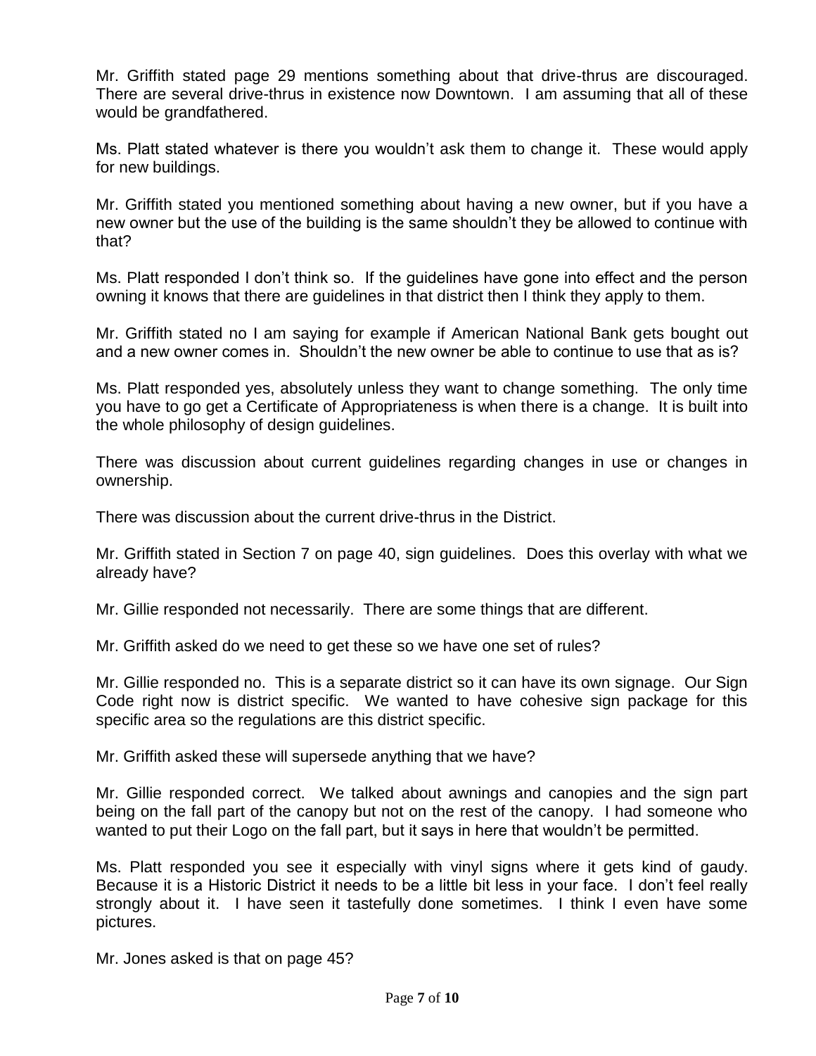Mr. Griffith stated page 29 mentions something about that drive-thrus are discouraged. There are several drive-thrus in existence now Downtown. I am assuming that all of these would be grandfathered.

Ms. Platt stated whatever is there you wouldn't ask them to change it. These would apply for new buildings.

Mr. Griffith stated you mentioned something about having a new owner, but if you have a new owner but the use of the building is the same shouldn't they be allowed to continue with that?

Ms. Platt responded I don't think so. If the guidelines have gone into effect and the person owning it knows that there are guidelines in that district then I think they apply to them.

Mr. Griffith stated no I am saying for example if American National Bank gets bought out and a new owner comes in. Shouldn't the new owner be able to continue to use that as is?

Ms. Platt responded yes, absolutely unless they want to change something. The only time you have to go get a Certificate of Appropriateness is when there is a change. It is built into the whole philosophy of design guidelines.

There was discussion about current guidelines regarding changes in use or changes in ownership.

There was discussion about the current drive-thrus in the District.

Mr. Griffith stated in Section 7 on page 40, sign guidelines. Does this overlay with what we already have?

Mr. Gillie responded not necessarily. There are some things that are different.

Mr. Griffith asked do we need to get these so we have one set of rules?

Mr. Gillie responded no. This is a separate district so it can have its own signage. Our Sign Code right now is district specific. We wanted to have cohesive sign package for this specific area so the regulations are this district specific.

Mr. Griffith asked these will supersede anything that we have?

Mr. Gillie responded correct. We talked about awnings and canopies and the sign part being on the fall part of the canopy but not on the rest of the canopy. I had someone who wanted to put their Logo on the fall part, but it says in here that wouldn't be permitted.

Ms. Platt responded you see it especially with vinyl signs where it gets kind of gaudy. Because it is a Historic District it needs to be a little bit less in your face. I don't feel really strongly about it. I have seen it tastefully done sometimes. I think I even have some pictures.

Mr. Jones asked is that on page 45?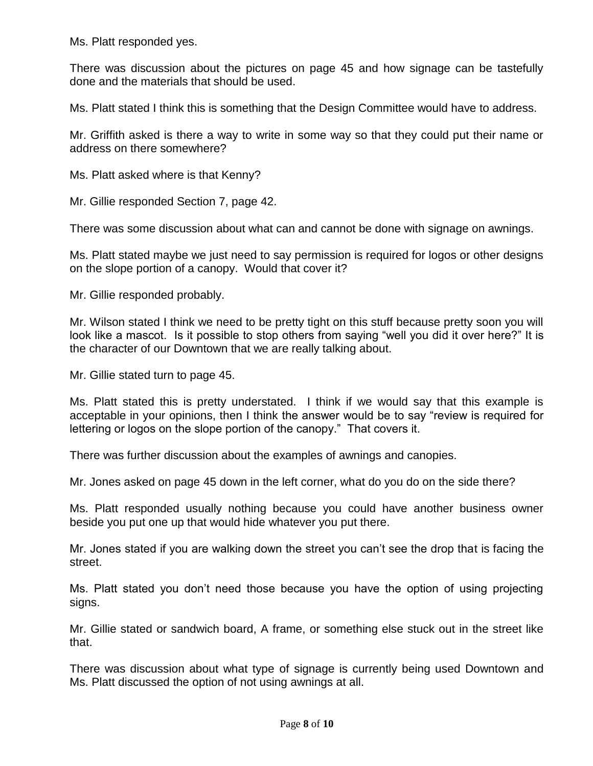Ms. Platt responded yes.

There was discussion about the pictures on page 45 and how signage can be tastefully done and the materials that should be used.

Ms. Platt stated I think this is something that the Design Committee would have to address.

Mr. Griffith asked is there a way to write in some way so that they could put their name or address on there somewhere?

Ms. Platt asked where is that Kenny?

Mr. Gillie responded Section 7, page 42.

There was some discussion about what can and cannot be done with signage on awnings.

Ms. Platt stated maybe we just need to say permission is required for logos or other designs on the slope portion of a canopy. Would that cover it?

Mr. Gillie responded probably.

Mr. Wilson stated I think we need to be pretty tight on this stuff because pretty soon you will look like a mascot. Is it possible to stop others from saying "well you did it over here?" It is the character of our Downtown that we are really talking about.

Mr. Gillie stated turn to page 45.

Ms. Platt stated this is pretty understated. I think if we would say that this example is acceptable in your opinions, then I think the answer would be to say "review is required for lettering or logos on the slope portion of the canopy." That covers it.

There was further discussion about the examples of awnings and canopies.

Mr. Jones asked on page 45 down in the left corner, what do you do on the side there?

Ms. Platt responded usually nothing because you could have another business owner beside you put one up that would hide whatever you put there.

Mr. Jones stated if you are walking down the street you can't see the drop that is facing the street.

Ms. Platt stated you don't need those because you have the option of using projecting signs.

Mr. Gillie stated or sandwich board, A frame, or something else stuck out in the street like that.

There was discussion about what type of signage is currently being used Downtown and Ms. Platt discussed the option of not using awnings at all.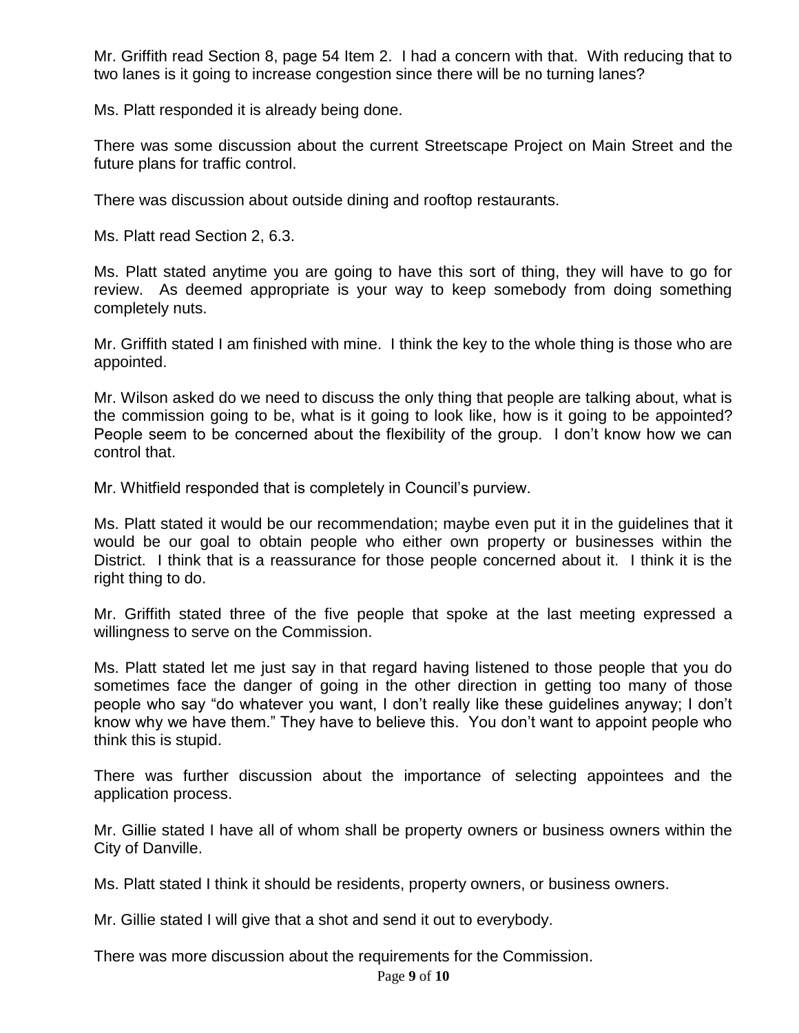Mr. Griffith read Section 8, page 54 Item 2. I had a concern with that. With reducing that to two lanes is it going to increase congestion since there will be no turning lanes?

Ms. Platt responded it is already being done.

There was some discussion about the current Streetscape Project on Main Street and the future plans for traffic control.

There was discussion about outside dining and rooftop restaurants.

Ms. Platt read Section 2, 6.3.

Ms. Platt stated anytime you are going to have this sort of thing, they will have to go for review. As deemed appropriate is your way to keep somebody from doing something completely nuts.

Mr. Griffith stated I am finished with mine. I think the key to the whole thing is those who are appointed.

Mr. Wilson asked do we need to discuss the only thing that people are talking about, what is the commission going to be, what is it going to look like, how is it going to be appointed? People seem to be concerned about the flexibility of the group. I don't know how we can control that.

Mr. Whitfield responded that is completely in Council's purview.

Ms. Platt stated it would be our recommendation; maybe even put it in the guidelines that it would be our goal to obtain people who either own property or businesses within the District. I think that is a reassurance for those people concerned about it. I think it is the right thing to do.

Mr. Griffith stated three of the five people that spoke at the last meeting expressed a willingness to serve on the Commission.

Ms. Platt stated let me just say in that regard having listened to those people that you do sometimes face the danger of going in the other direction in getting too many of those people who say "do whatever you want, I don't really like these guidelines anyway; I don't know why we have them." They have to believe this. You don't want to appoint people who think this is stupid.

There was further discussion about the importance of selecting appointees and the application process.

Mr. Gillie stated I have all of whom shall be property owners or business owners within the City of Danville.

Ms. Platt stated I think it should be residents, property owners, or business owners.

Mr. Gillie stated I will give that a shot and send it out to everybody.

There was more discussion about the requirements for the Commission.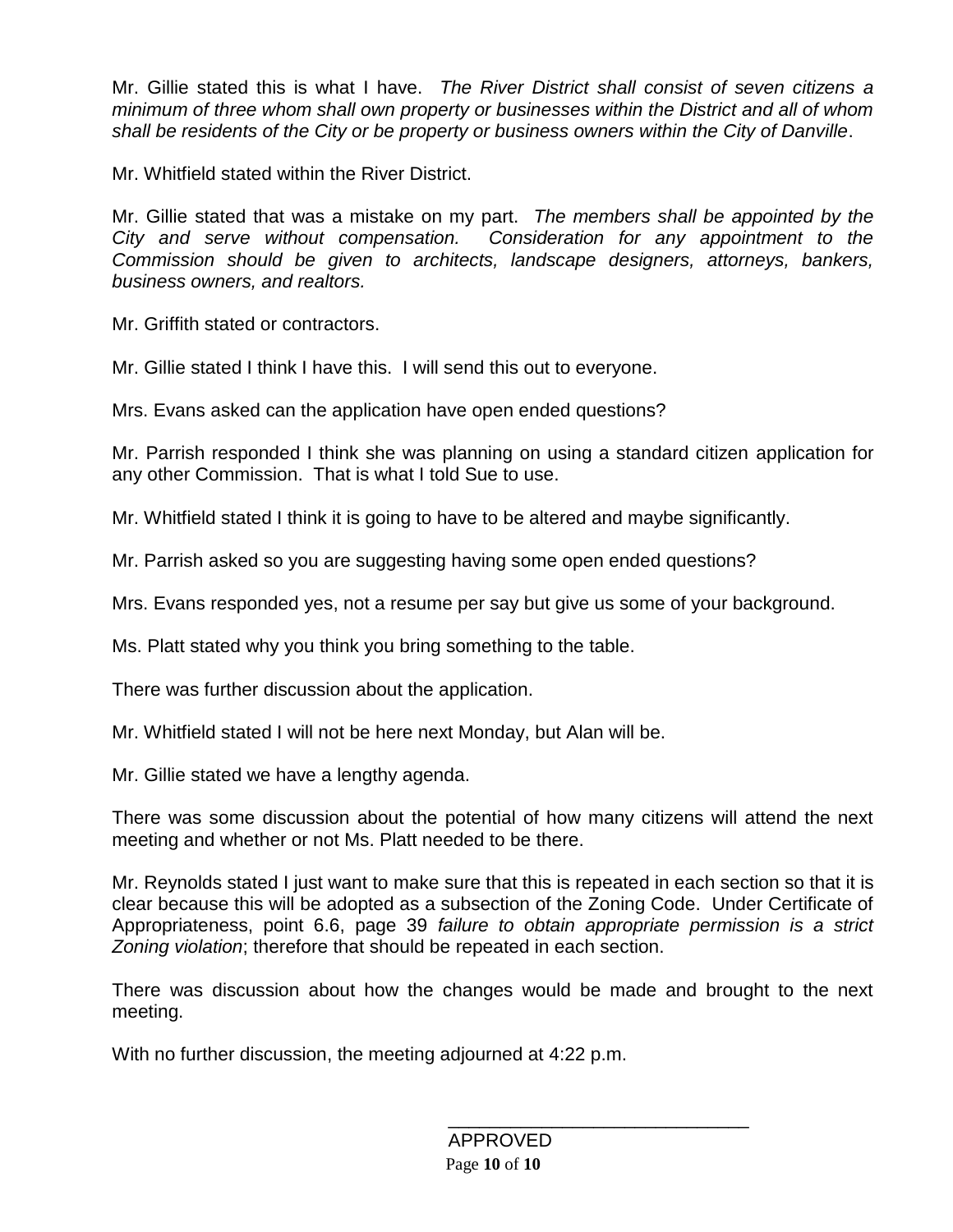Mr. Gillie stated this is what I have. *The River District shall consist of seven citizens a minimum of three whom shall own property or businesses within the District and all of whom shall be residents of the City or be property or business owners within the City of Danville*.

Mr. Whitfield stated within the River District.

Mr. Gillie stated that was a mistake on my part. *The members shall be appointed by the City and serve without compensation. Consideration for any appointment to the Commission should be given to architects, landscape designers, attorneys, bankers, business owners, and realtors.*

Mr. Griffith stated or contractors.

Mr. Gillie stated I think I have this. I will send this out to everyone.

Mrs. Evans asked can the application have open ended questions?

Mr. Parrish responded I think she was planning on using a standard citizen application for any other Commission. That is what I told Sue to use.

Mr. Whitfield stated I think it is going to have to be altered and maybe significantly.

Mr. Parrish asked so you are suggesting having some open ended questions?

Mrs. Evans responded yes, not a resume per say but give us some of your background.

Ms. Platt stated why you think you bring something to the table.

There was further discussion about the application.

Mr. Whitfield stated I will not be here next Monday, but Alan will be.

Mr. Gillie stated we have a lengthy agenda.

There was some discussion about the potential of how many citizens will attend the next meeting and whether or not Ms. Platt needed to be there.

Mr. Reynolds stated I just want to make sure that this is repeated in each section so that it is clear because this will be adopted as a subsection of the Zoning Code. Under Certificate of Appropriateness, point 6.6, page 39 *failure to obtain appropriate permission is a strict Zoning violation*; therefore that should be repeated in each section.

There was discussion about how the changes would be made and brought to the next meeting.

With no further discussion, the meeting adjourned at 4:22 p.m.

\_\_\_\_\_\_\_\_\_\_\_\_\_\_\_\_\_\_\_\_\_\_\_\_\_\_\_\_\_\_

APPROVED